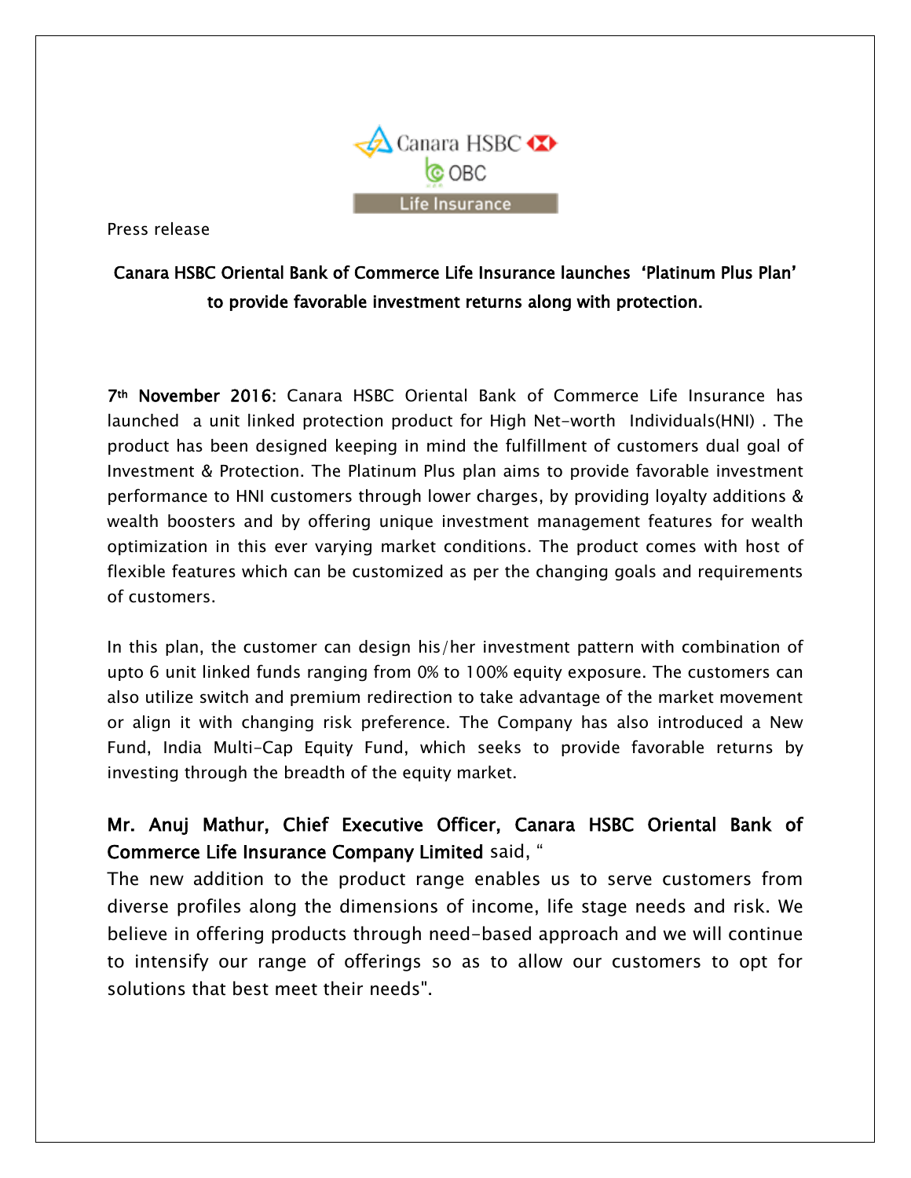Canara HSBC
OBC
Life Insurance

Press release

**Canara HSBC Oriental Bank of Commerce Life Insurance launches 'Platinum Plus Plan' to provide favorable investment returns along with protection.**

**7th November 2016:** Canara HSBC Oriental Bank of Commerce Life Insurance has launched a unit linked protection product for High Net-worth Individuals(HNI) . The product has been designed keeping in mind the fulfillment of customers dual goal of Investment & Protection. The Platinum Plus plan aims to provide favorable investment performance to HNI customers through lower charges, by providing loyalty additions & wealth boosters and by offering unique investment management features for wealth optimization in this ever varying market conditions. The product comes with host of flexible features which can be customized as per the changing goals and requirements of customers.

In this plan, the customer can design his/her investment pattern with combination of upto 6 unit linked funds ranging from 0% to 100% equity exposure. The customers can also utilize switch and premium redirection to take advantage of the market movement or align it with changing risk preference. The Company has also introduced a New Fund, India Multi-Cap Equity Fund, which seeks to provide favorable returns by investing through the breadth of the equity market.

**Mr. Anuj Mathur, Chief Executive Officer, Canara HSBC Oriental Bank of Commerce Life Insurance Company Limited** said, "
The new addition to the product range enables us to serve customers from diverse profiles along the dimensions of income, life stage needs and risk. We believe in offering products through need-based approach and we will continue to intensify our range of offerings so as to allow our customers to opt for solutions that best meet their needs".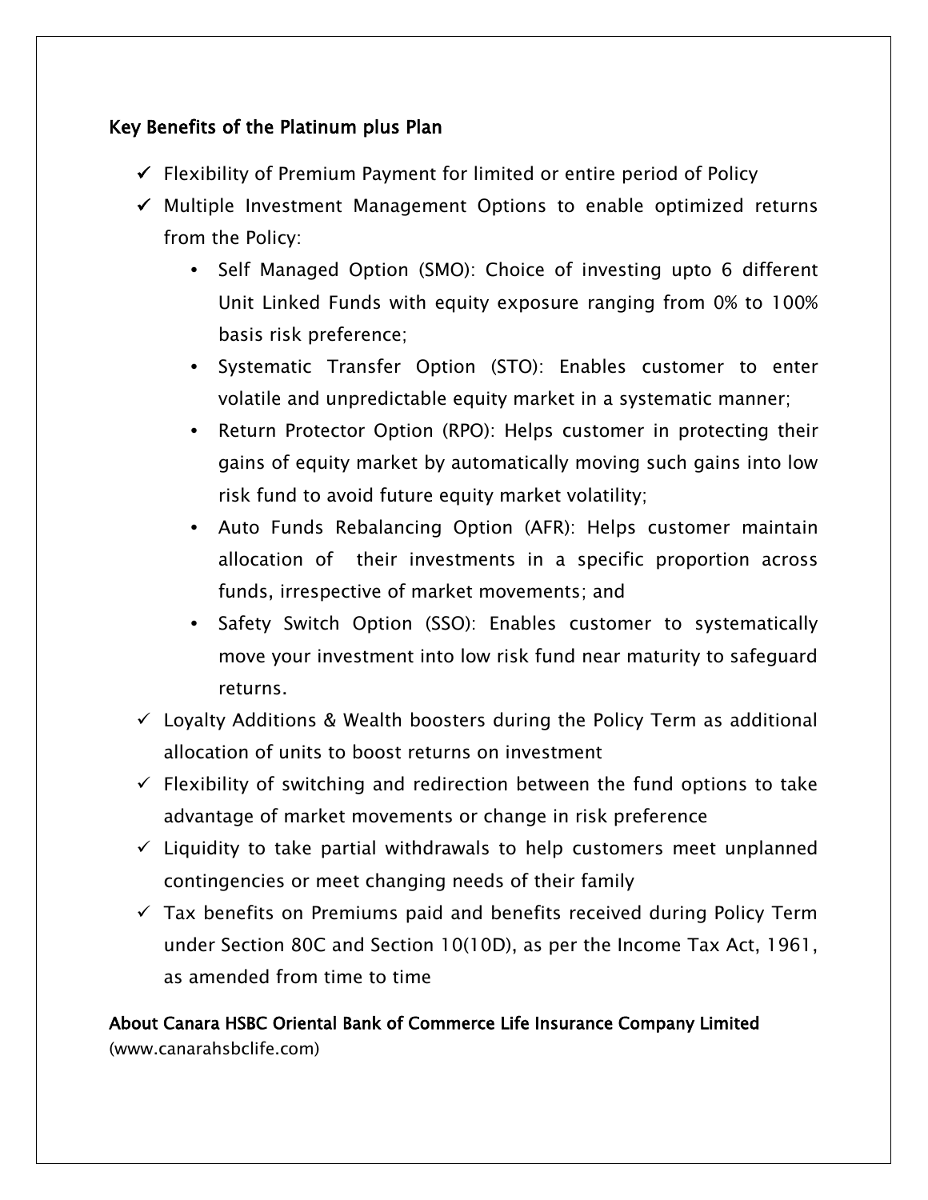**Key Benefits of the Platinum plus Plan**

- ✓ Flexibility of Premium Payment for limited or entire period of Policy
- ✓ Multiple Investment Management Options to enable optimized returns from the Policy:
  - Self Managed Option (SMO): Choice of investing upto 6 different Unit Linked Funds with equity exposure ranging from 0% to 100% basis risk preference;
  - Systematic Transfer Option (STO): Enables customer to enter volatile and unpredictable equity market in a systematic manner;
  - Return Protector Option (RPO): Helps customer in protecting their gains of equity market by automatically moving such gains into low risk fund to avoid future equity market volatility;
  - Auto Funds Rebalancing Option (AFR): Helps customer maintain allocation of their investments in a specific proportion across funds, irrespective of market movements; and
  - Safety Switch Option (SSO): Enables customer to systematically move your investment into low risk fund near maturity to safeguard returns.
- ✓ Loyalty Additions & Wealth boosters during the Policy Term as additional allocation of units to boost returns on investment
- ✓ Flexibility of switching and redirection between the fund options to take advantage of market movements or change in risk preference
- ✓ Liquidity to take partial withdrawals to help customers meet unplanned contingencies or meet changing needs of their family
- ✓ Tax benefits on Premiums paid and benefits received during Policy Term under Section 80C and Section 10(10D), as per the Income Tax Act, 1961, as amended from time to time

**About Canara HSBC Oriental Bank of Commerce Life Insurance Company Limited**
(www.canarahsbclife.com)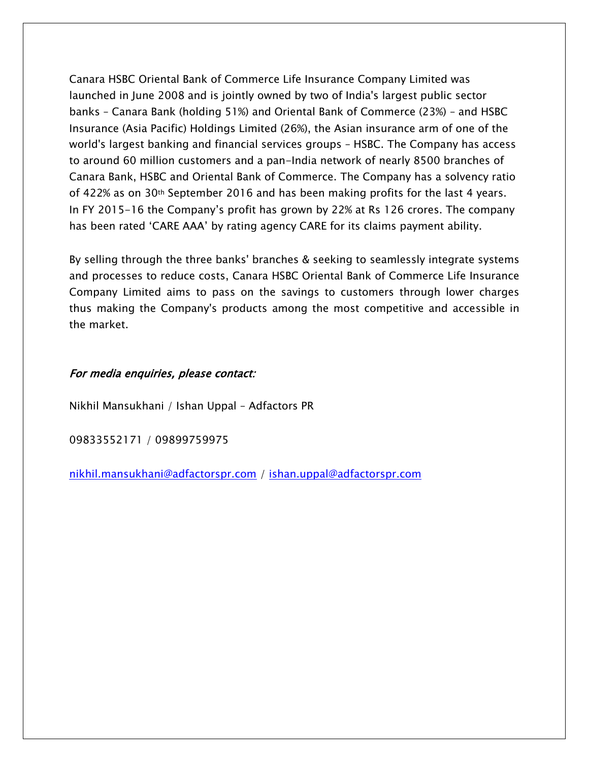Canara HSBC Oriental Bank of Commerce Life Insurance Company Limited was launched in June 2008 and is jointly owned by two of India's largest public sector banks – Canara Bank (holding 51%) and Oriental Bank of Commerce (23%) – and HSBC Insurance (Asia Pacific) Holdings Limited (26%), the Asian insurance arm of one of the world's largest banking and financial services groups – HSBC. The Company has access to around 60 million customers and a pan-India network of nearly 8500 branches of Canara Bank, HSBC and Oriental Bank of Commerce. The Company has a solvency ratio of 422% as on 30th September 2016 and has been making profits for the last 4 years. In FY 2015-16 the Company's profit has grown by 22% at Rs 126 crores. The company has been rated 'CARE AAA' by rating agency CARE for its claims payment ability.

By selling through the three banks' branches & seeking to seamlessly integrate systems and processes to reduce costs, Canara HSBC Oriental Bank of Commerce Life Insurance Company Limited aims to pass on the savings to customers through lower charges thus making the Company's products among the most competitive and accessible in the market.

*For media enquiries, please contact:*

Nikhil Mansukhani / Ishan Uppal – Adfactors PR

09833552171 / 09899759975

nikhil.mansukhani@adfactorspr.com / ishan.uppal@adfactorspr.com